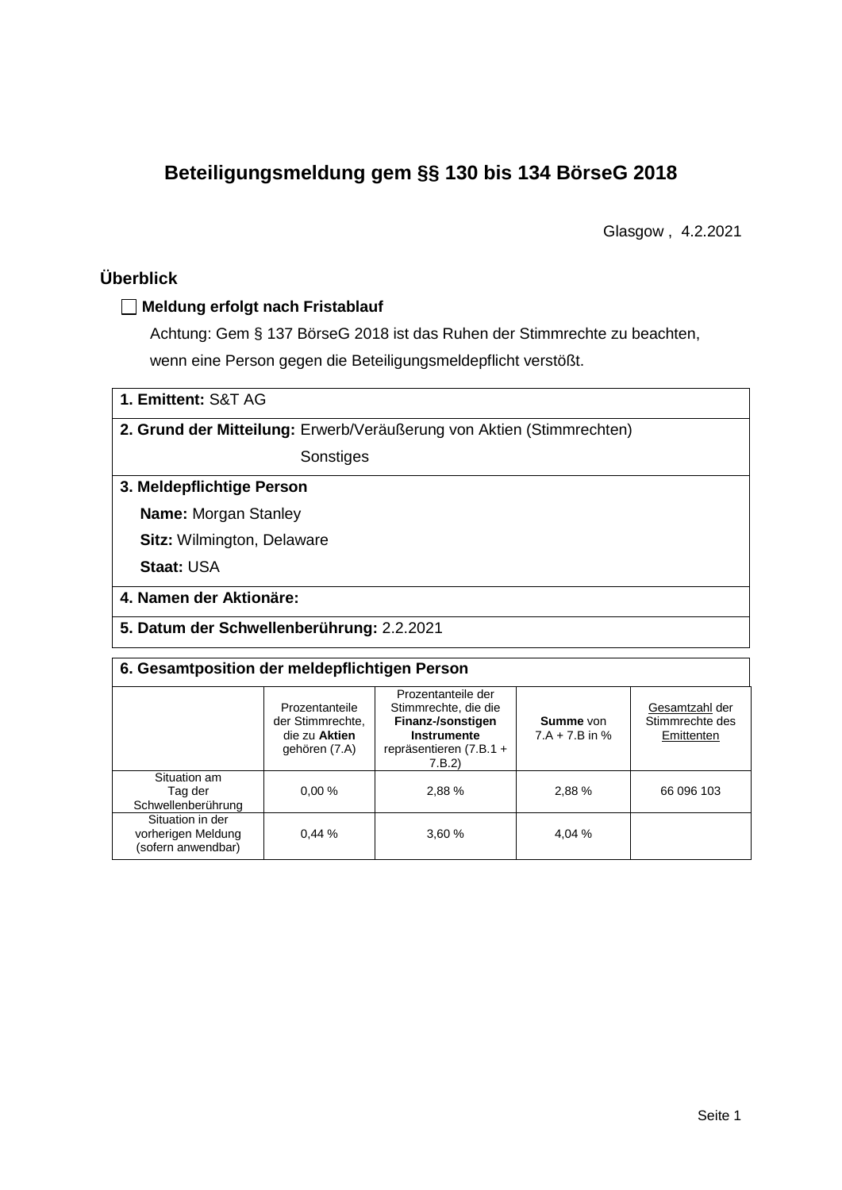# Beteiligungsmeldung gem §§ 130 bis 134 BörseG 2018

Glasgow , 4.2.2021

## Überblick

☐ **Meldung erfolgt nach Fristablauf**

Achtung: Gem § 137 BörseG 2018 ist das Ruhen der Stimmrechte zu beachten, wenn eine Person gegen die Beteiligungsmeldepflicht verstößt.

**1. Emittent:** S&T AG

**2. Grund der Mitteilung:** Erwerb/Veräußerung von Aktien (Stimmrechten)

Sonstiges

**3. Meldepflichtige Person**

**Name:** Morgan Stanley

**Sitz:** Wilmington, Delaware

**Staat:** USA

**4. Namen der Aktionäre:**

**5. Datum der Schwellenberührung:** 2.2.2021

**6. Gesamtposition der meldepflichtigen Person**

| | Prozentanteile der Stimmrechte, die zu **Aktien** gehören (7.A) | Prozentanteile der Stimmrechte, die die **Finanz-/sonstigen Instrumente** repräsentieren (7.B.1 + 7.B.2) | **Summe** von 7.A + 7.B in % | Gesamtzahl der Stimmrechte des Emittenten |
|---|---|---|---|---|
| Situation am Tag der Schwellenberührung | 0,00 % | 2,88 % | 2,88 % | 66 096 103 |
| Situation in der vorherigen Meldung (sofern anwendbar) | 0,44 % | 3,60 % | 4,04 % | |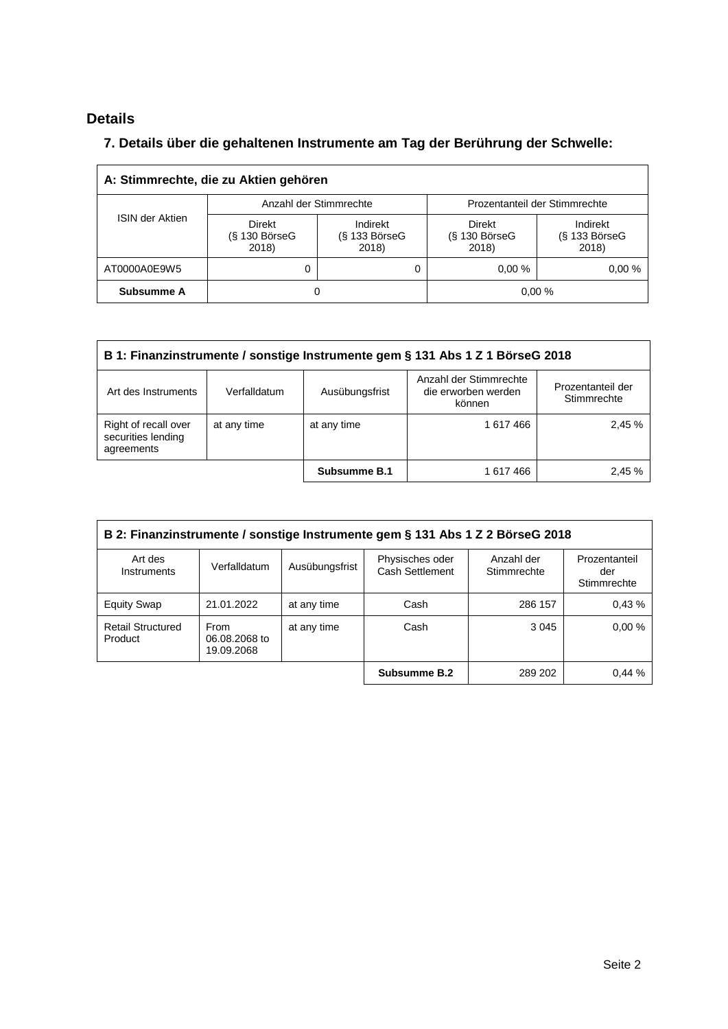## Details

### 7. Details über die gehaltenen Instrumente am Tag der Berührung der Schwelle:

| A: Stimmrechte, die zu Aktien gehören | | | | |
|---|---|---|---|---|
| ISIN der Aktien | Anzahl der Stimmrechte | | Prozentanteil der Stimmrechte | |
| | Direkt (§ 130 BörseG 2018) | Indirekt (§ 133 BörseG 2018) | Direkt (§ 130 BörseG 2018) | Indirekt (§ 133 BörseG 2018) |
| AT0000A0E9W5 | 0 | 0 | 0,00 % | 0,00 % |
| **Subsumme A** | 0 | | 0,00 % | |

| B 1: Finanzinstrumente / sonstige Instrumente gem § 131 Abs 1 Z 1 BörseG 2018 | | | | |
|---|---|---|---|---|
| Art des Instruments | Verfalldatum | Ausübungsfrist | Anzahl der Stimmrechte die erworben werden können | Prozentanteil der Stimmrechte |
| Right of recall over securities lending agreements | at any time | at any time | 1 617 466 | 2,45 % |
| | | **Subsumme B.1** | 1 617 466 | 2,45 % |

| B 2: Finanzinstrumente / sonstige Instrumente gem § 131 Abs 1 Z 2 BörseG 2018 | | | | | |
|---|---|---|---|---|---|
| Art des Instruments | Verfalldatum | Ausübungsfrist | Physisches oder Cash Settlement | Anzahl der Stimmrechte | Prozentanteil der Stimmrechte |
| Equity Swap | 21.01.2022 | at any time | Cash | 286 157 | 0,43 % |
| Retail Structured Product | From 06.08.2068 to 19.09.2068 | at any time | Cash | 3 045 | 0,00 % |
| | | | **Subsumme B.2** | 289 202 | 0,44 % |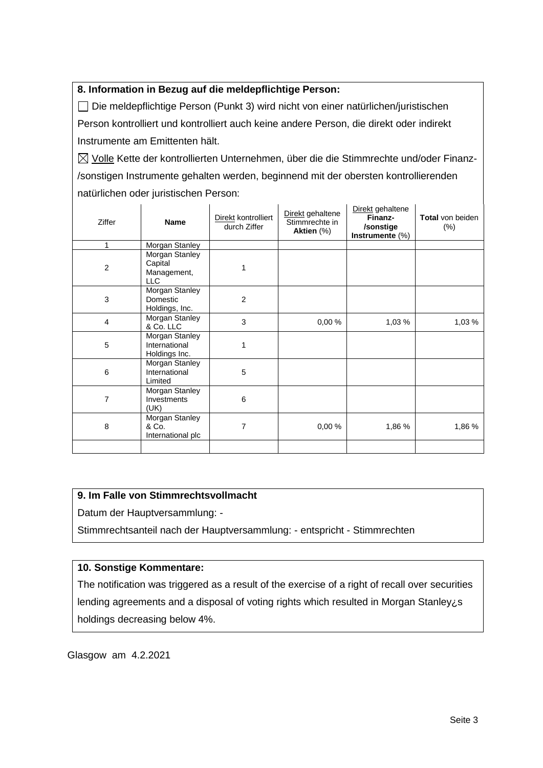### 8. Information in Bezug auf die meldepflichtige Person:

☐ Die meldepflichtige Person (Punkt 3) wird nicht von einer natürlichen/juristischen Person kontrolliert und kontrolliert auch keine andere Person, die direkt oder indirekt Instrumente am Emittenten hält.

☒ Volle Kette der kontrollierten Unternehmen, über die die Stimmrechte und/oder Finanz-/sonstigen Instrumente gehalten werden, beginnend mit der obersten kontrollierenden natürlichen oder juristischen Person:

| Ziffer | Name | Direkt kontrolliert durch Ziffer | Direkt gehaltene Stimmrechte in **Aktien** (%) | Direkt gehaltene **Finanz-/sonstige Instrumente** (%) | **Total** von beiden (%) |
|---|---|---|---|---|---|
| 1 | Morgan Stanley | | | | |
| 2 | Morgan Stanley Capital Management, LLC | 1 | | | |
| 3 | Morgan Stanley Domestic Holdings, Inc. | 2 | | | |
| 4 | Morgan Stanley & Co. LLC | 3 | 0,00 % | 1,03 % | 1,03 % |
| 5 | Morgan Stanley International Holdings Inc. | 1 | | | |
| 6 | Morgan Stanley International Limited | 5 | | | |
| 7 | Morgan Stanley Investments (UK) | 6 | | | |
| 8 | Morgan Stanley & Co. International plc | 7 | 0,00 % | 1,86 % | 1,86 % |
| | | | | | |

### 9. Im Falle von Stimmrechtsvollmacht

Datum der Hauptversammlung: -

Stimmrechtsanteil nach der Hauptversammlung: - entspricht - Stimmrechten

### 10. Sonstige Kommentare:

The notification was triggered as a result of the exercise of a right of recall over securities lending agreements and a disposal of voting rights which resulted in Morgan Stanley¿s holdings decreasing below 4%.

Glasgow am 4.2.2021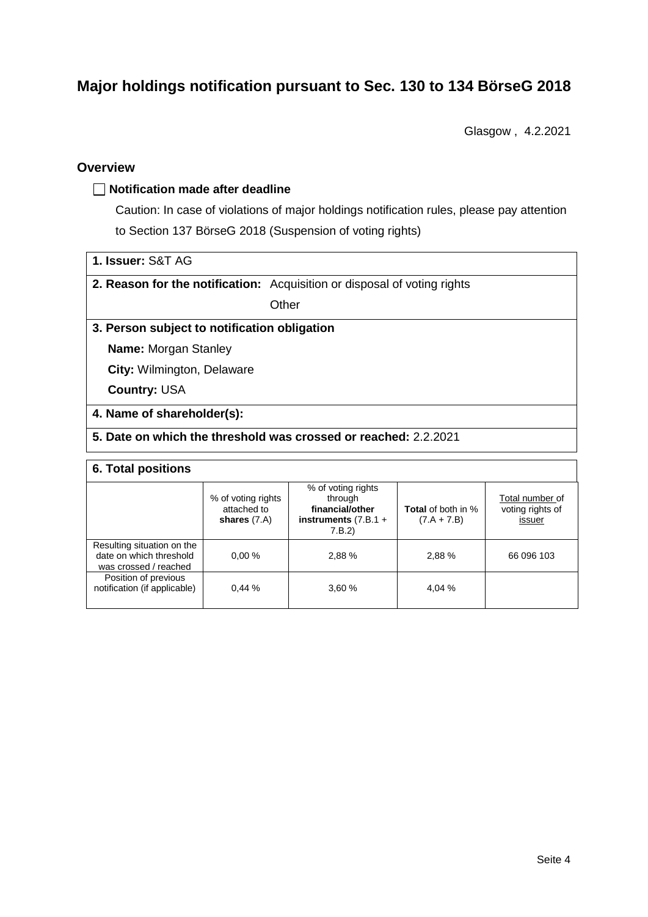# Major holdings notification pursuant to Sec. 130 to 134 BörseG 2018

Glasgow , 4.2.2021

## Overview

☐ **Notification made after deadline**

Caution: In case of violations of major holdings notification rules, please pay attention to Section 137 BörseG 2018 (Suspension of voting rights)

| **1. Issuer:** S&T AG | |
|---|---|
| **2. Reason for the notification:** | Acquisition or disposal of voting rights<br>Other |
| **3. Person subject to notification obligation** | |
| **Name:** Morgan Stanley | |
| **City:** Wilmington, Delaware | |
| **Country:** USA | |
| **4. Name of shareholder(s):** | |
| **5. Date on which the threshold was crossed or reached:** 2.2.2021 | |

**6. Total positions**

| | % of voting rights attached to **shares** (7.A) | % of voting rights through **financial/other instruments** (7.B.1 + 7.B.2) | **Total** of both in % (7.A + 7.B) | Total number of voting rights of issuer |
|---|---|---|---|---|
| Resulting situation on the date on which threshold was crossed / reached | 0,00 % | 2,88 % | 2,88 % | 66 096 103 |
| Position of previous notification (if applicable) | 0,44 % | 3,60 % | 4,04 % | |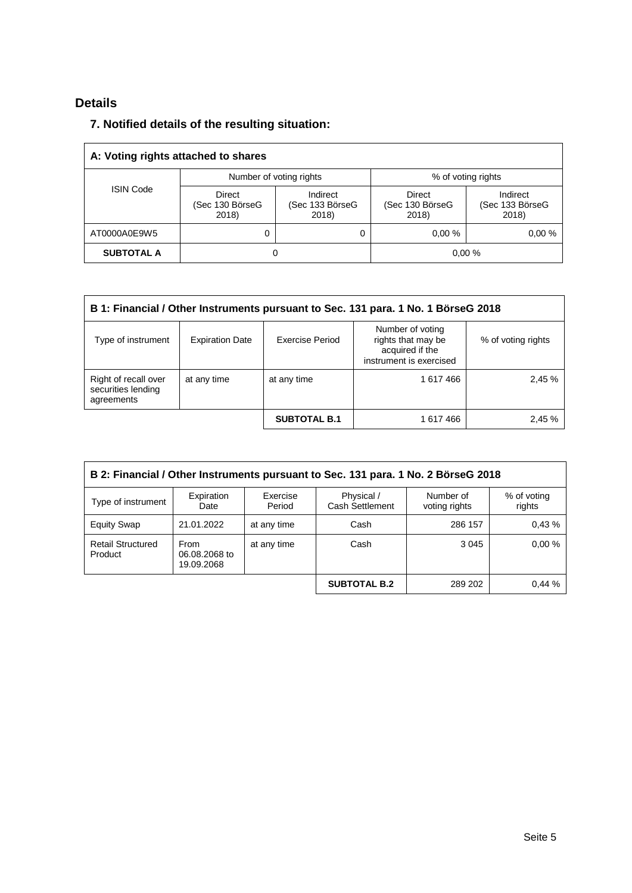## Details

### 7. Notified details of the resulting situation:

| A: Voting rights attached to shares | | | | |
|---|---|---|---|---|
| ISIN Code | Number of voting rights | | % of voting rights | |
| | Direct (Sec 130 BörseG 2018) | Indirect (Sec 133 BörseG 2018) | Direct (Sec 130 BörseG 2018) | Indirect (Sec 133 BörseG 2018) |
| AT0000A0E9W5 | 0 | 0 | 0,00 % | 0,00 % |
| **SUBTOTAL A** | 0 | | 0,00 % | |

| B 1: Financial / Other Instruments pursuant to Sec. 131 para. 1 No. 1 BörseG 2018 | | | | |
|---|---|---|---|---|
| Type of instrument | Expiration Date | Exercise Period | Number of voting rights that may be acquired if the instrument is exercised | % of voting rights |
| Right of recall over securities lending agreements | at any time | at any time | 1 617 466 | 2,45 % |
| | | **SUBTOTAL B.1** | 1 617 466 | 2,45 % |

| B 2: Financial / Other Instruments pursuant to Sec. 131 para. 1 No. 2 BörseG 2018 | | | | | |
|---|---|---|---|---|---|
| Type of instrument | Expiration Date | Exercise Period | Physical / Cash Settlement | Number of voting rights | % of voting rights |
| Equity Swap | 21.01.2022 | at any time | Cash | 286 157 | 0,43 % |
| Retail Structured Product | From 06.08.2068 to 19.09.2068 | at any time | Cash | 3 045 | 0,00 % |
| | | | **SUBTOTAL B.2** | 289 202 | 0,44 % |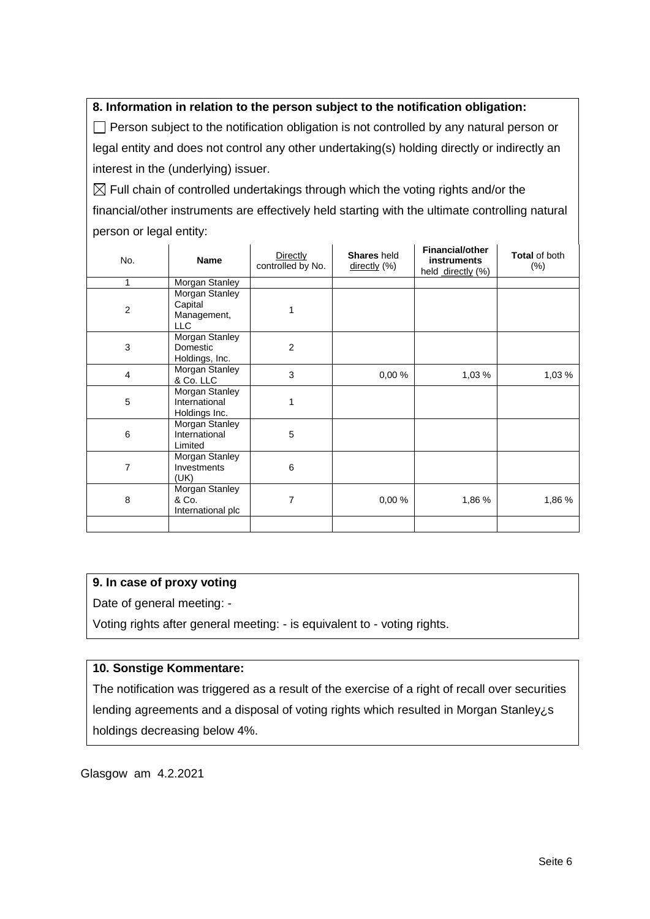## 8. Information in relation to the person subject to the notification obligation:

☐ Person subject to the notification obligation is not controlled by any natural person or legal entity and does not control any other undertaking(s) holding directly or indirectly an interest in the (underlying) issuer.

☒ Full chain of controlled undertakings through which the voting rights and/or the financial/other instruments are effectively held starting with the ultimate controlling natural person or legal entity:

| No. | Name | Directly controlled by No. | Shares held directly (%) | Financial/other instruments held directly (%) | Total of both (%) |
|---|---|---|---|---|---|
| 1 | Morgan Stanley | | | | |
| 2 | Morgan Stanley Capital Management, LLC | 1 | | | |
| 3 | Morgan Stanley Domestic Holdings, Inc. | 2 | | | |
| 4 | Morgan Stanley & Co. LLC | 3 | 0,00 % | 1,03 % | 1,03 % |
| 5 | Morgan Stanley International Holdings Inc. | 1 | | | |
| 6 | Morgan Stanley International Limited | 5 | | | |
| 7 | Morgan Stanley Investments (UK) | 6 | | | |
| 8 | Morgan Stanley & Co. International plc | 7 | 0,00 % | 1,86 % | 1,86 % |
| | | | | | |

## 9. In case of proxy voting

Date of general meeting: -

Voting rights after general meeting: - is equivalent to - voting rights.

## 10. Sonstige Kommentare:

The notification was triggered as a result of the exercise of a right of recall over securities lending agreements and a disposal of voting rights which resulted in Morgan Stanley¿s holdings decreasing below 4%.

Glasgow am 4.2.2021